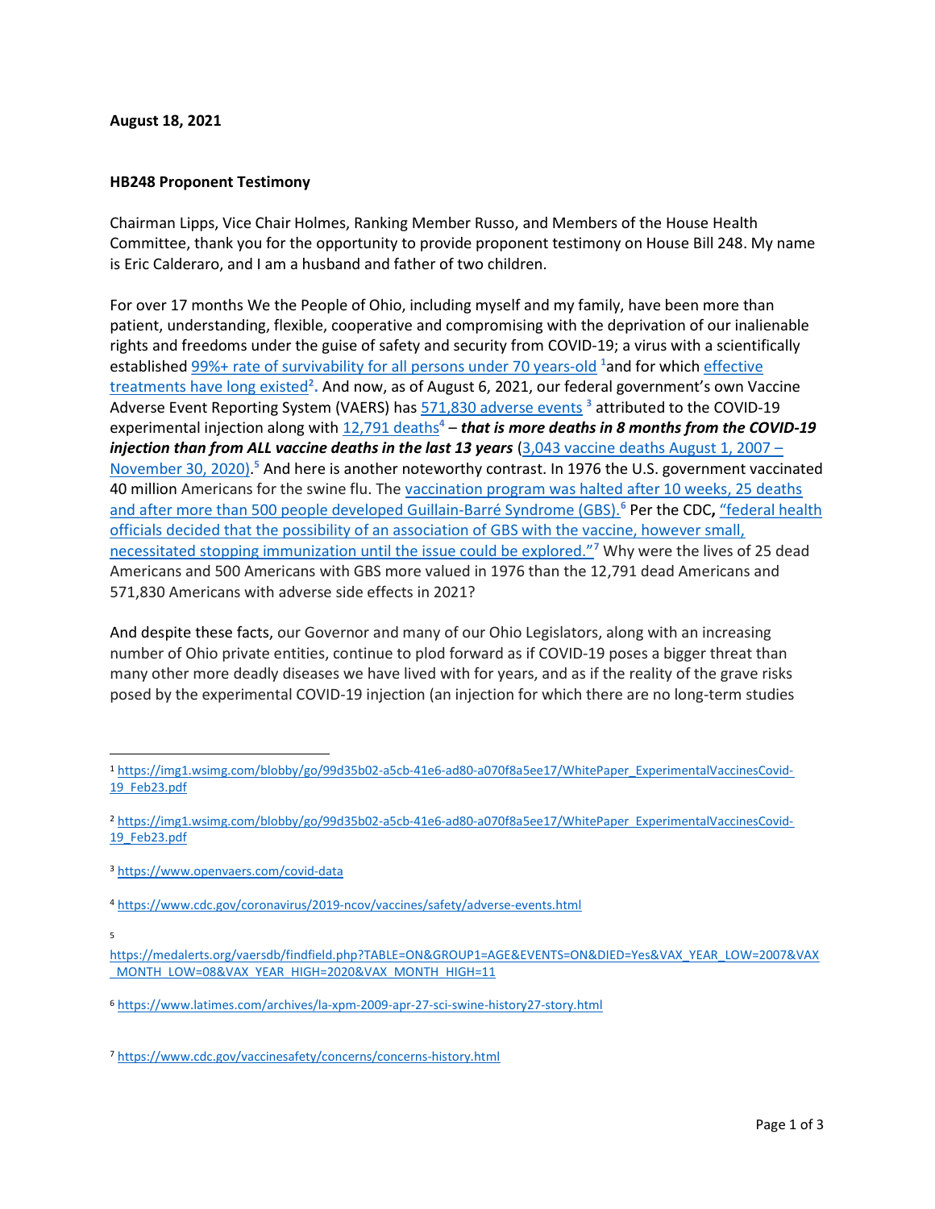**August 18, 2021**

**HB248 Proponent Testimony**

Chairman Lipps, Vice Chair Holmes, Ranking Member Russo, and Members of the House Health Committee, thank you for the opportunity to provide proponent testimony on House Bill 248. My name is Eric Calderaro, and I am a husband and father of two children.

For over 17 months We the People of Ohio, including myself and my family, have been more than patient, understanding, flexible, cooperative and compromising with the deprivation of our inalienable rights and freedoms under the guise of safety and security from COVID-19; a virus with a scientifically established 99%+ rate of survivability for all persons under 70 years-old [1] and for which effective treatments have long existed[2]. And now, as of August 6, 2021, our federal government's own Vaccine Adverse Event Reporting System (VAERS) has 571,830 adverse events [3] attributed to the COVID-19 experimental injection along with 12,791 deaths[4] – ***that is more deaths in 8 months from the COVID-19 injection than from ALL vaccine deaths in the last 13 years*** (3,043 vaccine deaths August 1, 2007 – November 30, 2020).[5] And here is another noteworthy contrast. In 1976 the U.S. government vaccinated 40 million Americans for the swine flu. The vaccination program was halted after 10 weeks, 25 deaths and after more than 500 people developed Guillain-Barré Syndrome (GBS).[6] Per the CDC**,** "federal health officials decided that the possibility of an association of GBS with the vaccine, however small, necessitated stopping immunization until the issue could be explored."[7] Why were the lives of 25 dead Americans and 500 Americans with GBS more valued in 1976 than the 12,791 dead Americans and 571,830 Americans with adverse side effects in 2021?

And despite these facts, our Governor and many of our Ohio Legislators, along with an increasing number of Ohio private entities, continue to plod forward as if COVID-19 poses a bigger threat than many other more deadly diseases we have lived with for years, and as if the reality of the grave risks posed by the experimental COVID-19 injection (an injection for which there are no long-term studies

---

[1] https://img1.wsimg.com/blobby/go/99d35b02-a5cb-41e6-ad80-a070f8a5ee17/WhitePaper_ExperimentalVaccinesCovid-19_Feb23.pdf

[2] https://img1.wsimg.com/blobby/go/99d35b02-a5cb-41e6-ad80-a070f8a5ee17/WhitePaper_ExperimentalVaccinesCovid-19_Feb23.pdf

[3] https://www.openvaers.com/covid-data

[4] https://www.cdc.gov/coronavirus/2019-ncov/vaccines/safety/adverse-events.html

[5] https://medalerts.org/vaersdb/findfield.php?TABLE=ON&GROUP1=AGE&EVENTS=ON&DIED=Yes&VAX_YEAR_LOW=2007&VAX_MONTH_LOW=08&VAX_YEAR_HIGH=2020&VAX_MONTH_HIGH=11

[6] https://www.latimes.com/archives/la-xpm-2009-apr-27-sci-swine-history27-story.html

[7] https://www.cdc.gov/vaccinesafety/concerns/concerns-history.html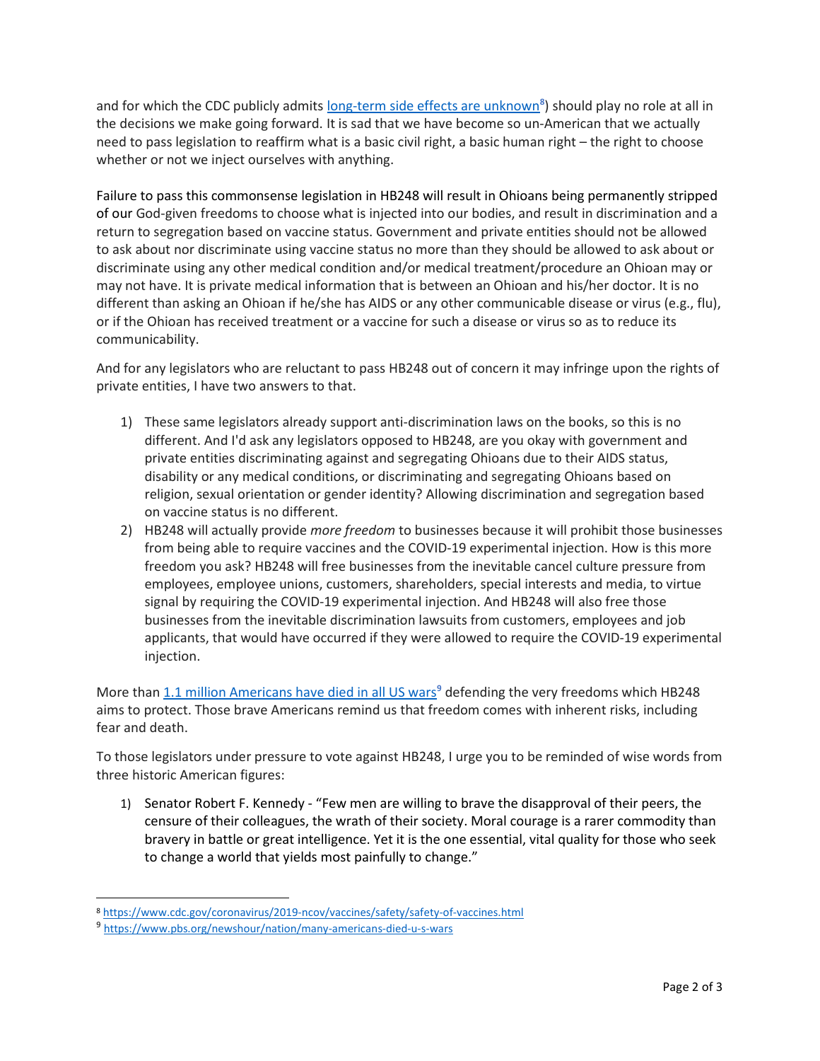and for which the CDC publicly admits [long-term side effects are unknown](https://www.cdc.gov/coronavirus/2019-ncov/vaccines/safety/safety-of-vaccines.html)[8]) should play no role at all in the decisions we make going forward. It is sad that we have become so un-American that we actually need to pass legislation to reaffirm what is a basic civil right, a basic human right – the right to choose whether or not we inject ourselves with anything.

Failure to pass this commonsense legislation in HB248 will result in Ohioans being permanently stripped of our God-given freedoms to choose what is injected into our bodies, and result in discrimination and a return to segregation based on vaccine status. Government and private entities should not be allowed to ask about nor discriminate using vaccine status no more than they should be allowed to ask about or discriminate using any other medical condition and/or medical treatment/procedure an Ohioan may or may not have. It is private medical information that is between an Ohioan and his/her doctor. It is no different than asking an Ohioan if he/she has AIDS or any other communicable disease or virus (e.g., flu), or if the Ohioan has received treatment or a vaccine for such a disease or virus so as to reduce its communicability.

And for any legislators who are reluctant to pass HB248 out of concern it may infringe upon the rights of private entities, I have two answers to that.

1) These same legislators already support anti-discrimination laws on the books, so this is no different. And I'd ask any legislators opposed to HB248, are you okay with government and private entities discriminating against and segregating Ohioans due to their AIDS status, disability or any medical conditions, or discriminating and segregating Ohioans based on religion, sexual orientation or gender identity? Allowing discrimination and segregation based on vaccine status is no different.
2) HB248 will actually provide *more freedom* to businesses because it will prohibit those businesses from being able to require vaccines and the COVID-19 experimental injection. How is this more freedom you ask? HB248 will free businesses from the inevitable cancel culture pressure from employees, employee unions, customers, shareholders, special interests and media, to virtue signal by requiring the COVID-19 experimental injection. And HB248 will also free those businesses from the inevitable discrimination lawsuits from customers, employees and job applicants, that would have occurred if they were allowed to require the COVID-19 experimental injection.

More than [1.1 million Americans have died in all US wars](https://www.pbs.org/newshour/nation/many-americans-died-u-s-wars)[9] defending the very freedoms which HB248 aims to protect. Those brave Americans remind us that freedom comes with inherent risks, including fear and death.

To those legislators under pressure to vote against HB248, I urge you to be reminded of wise words from three historic American figures:

1) Senator Robert F. Kennedy - "Few men are willing to brave the disapproval of their peers, the censure of their colleagues, the wrath of their society. Moral courage is a rarer commodity than bravery in battle or great intelligence. Yet it is the one essential, vital quality for those who seek to change a world that yields most painfully to change."

---

[8] https://www.cdc.gov/coronavirus/2019-ncov/vaccines/safety/safety-of-vaccines.html

[9] https://www.pbs.org/newshour/nation/many-americans-died-u-s-wars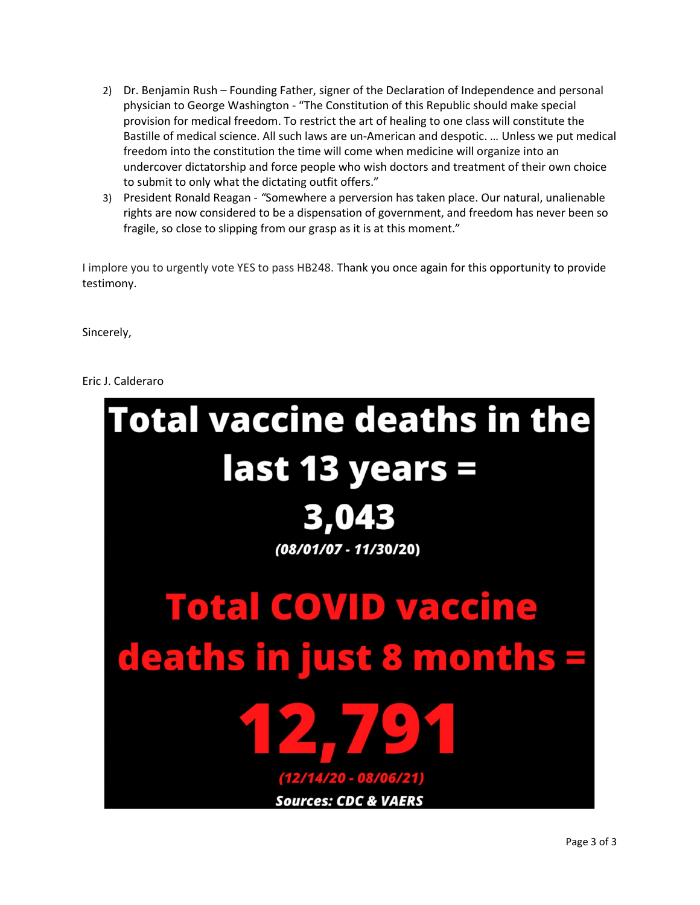2) Dr. Benjamin Rush – Founding Father, signer of the Declaration of Independence and personal physician to George Washington - "The Constitution of this Republic should make special provision for medical freedom. To restrict the art of healing to one class will constitute the Bastille of medical science. All such laws are un-American and despotic. … Unless we put medical freedom into the constitution the time will come when medicine will organize into an undercover dictatorship and force people who wish doctors and treatment of their own choice to submit to only what the dictating outfit offers."
3) President Ronald Reagan - "Somewhere a perversion has taken place. Our natural, unalienable rights are now considered to be a dispensation of government, and freedom has never been so fragile, so close to slipping from our grasp as it is at this moment."

I implore you to urgently vote YES to pass HB248. Thank you once again for this opportunity to provide testimony.

Sincerely,

Eric J. Calderaro

**Total vaccine deaths in the last 13 years = 3,043**

***(08/01/07 - 11/30/20)***

**Total COVID vaccine deaths in just 8 months = 12,791**

***(12/14/20 - 08/06/21)***

***Sources: CDC & VAERS***